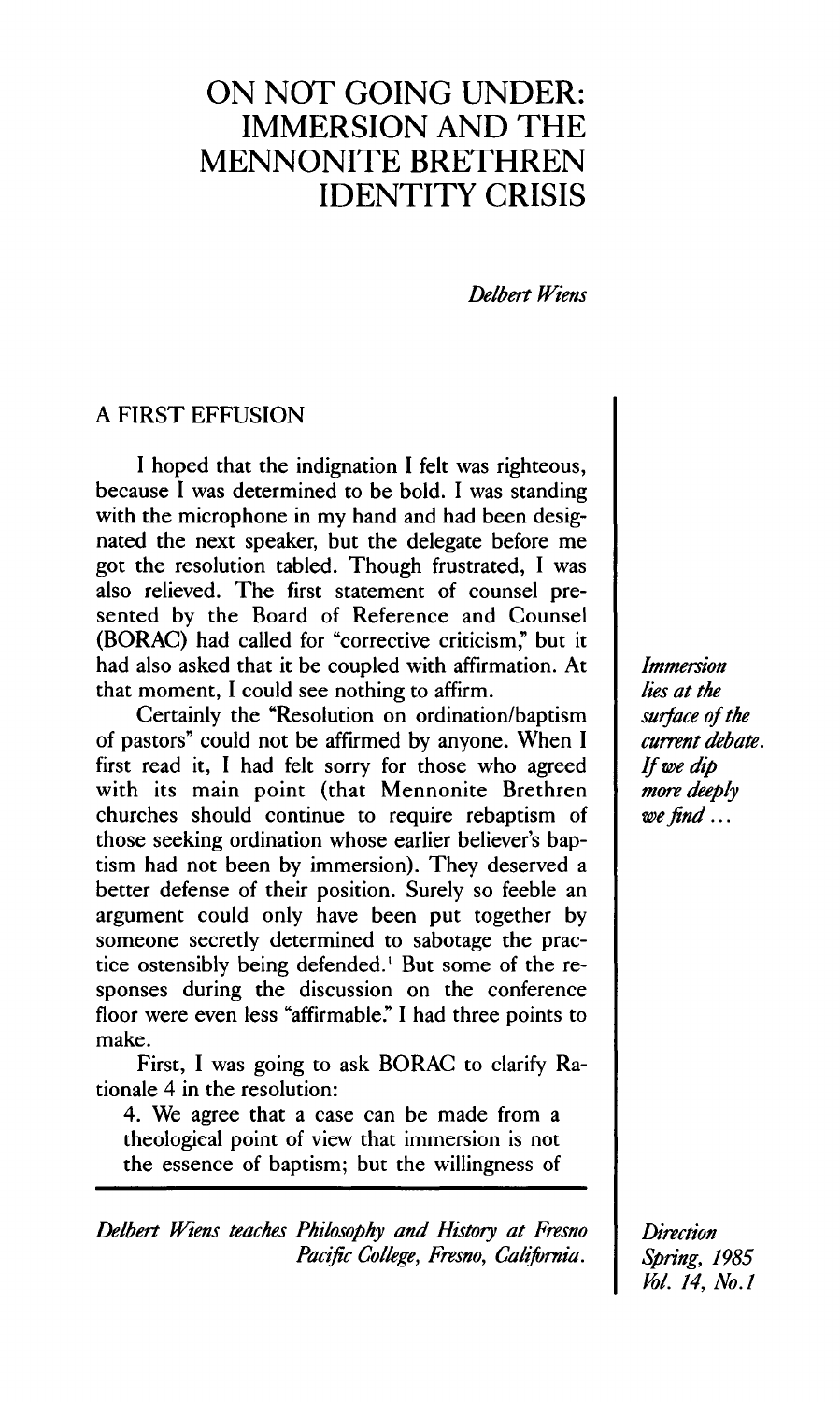# ON NOT GOING UNDER: IMMERSION AND THE MENNONITE BRETHREN IDENTITY CRISIS

*Delbert Wiens*

## A FIRST EFFUSION

I hoped that the indignation I felt was righteous, because I was determined to be bold. I was standing with the microphone in my hand and had been designated the next speaker, but the delegate before me got the resolution tabled. Though frustrated, I was also relieved. The first statement of counsel presented by the Board of Reference and Counsel (BORAC) had called for "corrective criticism," but it had also asked that it be coupled with affirmation. At that moment, I could see nothing to affirm.

*Immersion lies at the surface of the current debate. If we dip more deeply we find ...*

Certainly the "Resolution on ordination/baptism of pastors" could not be affirmed by anyone. When I first read it, I had felt sorry for those who agreed with its main point (that Mennonite Brethren churches should continue to require rebaptism of those seeking ordination whose earlier believer's baptism had not been by immersion). They deserved a better defense of their position. Surely so feeble an argument could only have been put together by someone secretly determined to sabotage the practice ostensibly being defended.[1] But some of the responses during the discussion on the conference floor were even less "affirmable." I had three points to make.

First, I was going to ask BORAC to clarify Rationale 4 in the resolution:

4. We agree that a case can be made from a theological point of view that immersion is not the essence of baptism; but the willingness of

*Delbert Wiens teaches Philosophy and History at Fresno Pacific College, Fresno, California.*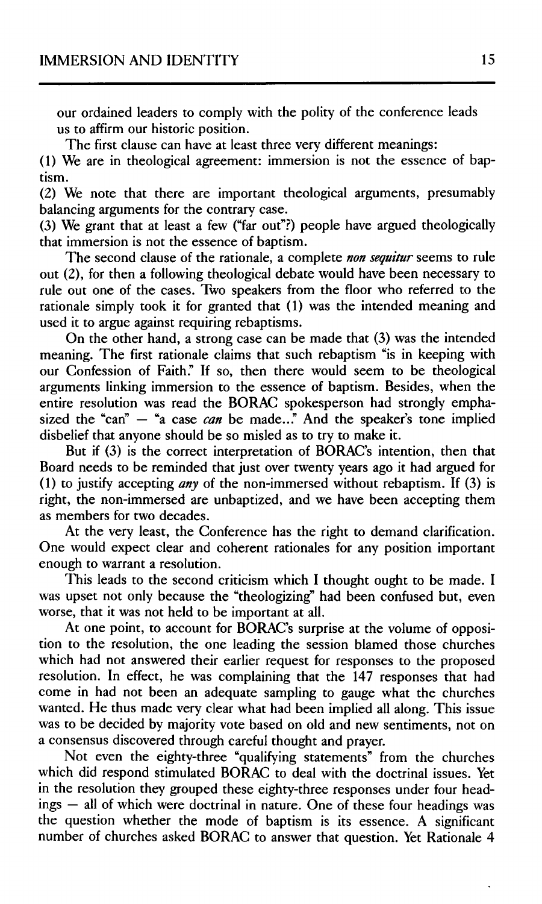our ordained leaders to comply with the polity of the conference leads us to affirm our historic position.

The first clause can have at least three very different meanings:

(1) We are in theological agreement: immersion is not the essence of baptism.

(2) We note that there are important theological arguments, presumably balancing arguments for the contrary case.

(3) We grant that at least a few ("far out"?) people have argued theologically that immersion is not the essence of baptism.

The second clause of the rationale, a complete *non sequitur* seems to rule out (2), for then a following theological debate would have been necessary to rule out one of the cases. Two speakers from the floor who referred to the rationale simply took it for granted that (1) was the intended meaning and used it to argue against requiring rebaptisms.

On the other hand, a strong case can be made that (3) was the intended meaning. The first rationale claims that such rebaptism "is in keeping with our Confession of Faith." If so, then there would seem to be theological arguments linking immersion to the essence of baptism. Besides, when the entire resolution was read the BORAC spokesperson had strongly emphasized the "can" — "a case *can* be made..." And the speaker's tone implied disbelief that anyone should be so misled as to try to make it.

But if (3) is the correct interpretation of BORAC's intention, then that Board needs to be reminded that just over twenty years ago it had argued for (1) to justify accepting *any* of the non-immersed without rebaptism. If (3) is right, the non-immersed are unbaptized, and we have been accepting them as members for two decades.

At the very least, the Conference has the right to demand clarification. One would expect clear and coherent rationales for any position important enough to warrant a resolution.

This leads to the second criticism which I thought ought to be made. I was upset not only because the "theologizing" had been confused but, even worse, that it was not held to be important at all.

At one point, to account for BORAC's surprise at the volume of opposition to the resolution, the one leading the session blamed those churches which had not answered their earlier request for responses to the proposed resolution. In effect, he was complaining that the 147 responses that had come in had not been an adequate sampling to gauge what the churches wanted. He thus made very clear what had been implied all along. This issue was to be decided by majority vote based on old and new sentiments, not on a consensus discovered through careful thought and prayer.

Not even the eighty-three "qualifying statements" from the churches which did respond stimulated BORAC to deal with the doctrinal issues. Yet in the resolution they grouped these eighty-three responses under four headings — all of which were doctrinal in nature. One of these four headings was the question whether the mode of baptism is its essence. A significant number of churches asked BORAC to answer that question. Yet Rationale 4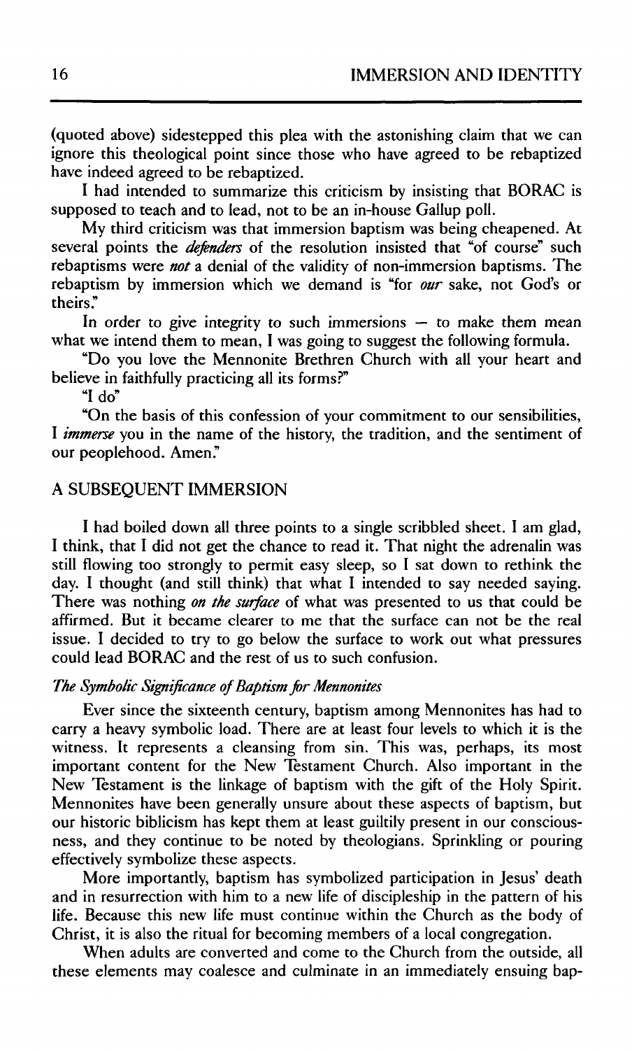(quoted above) sidestepped this plea with the astonishing claim that we can ignore this theological point since those who have agreed to be rebaptized have indeed agreed to be rebaptized.

I had intended to summarize this criticism by insisting that BORAC is supposed to teach and to lead, not to be an in-house Gallup poll.

My third criticism was that immersion baptism was being cheapened. At several points the *defenders* of the resolution insisted that "of course" such rebaptisms were *not* a denial of the validity of non-immersion baptisms. The rebaptism by immersion which we demand is "for *our* sake, not God's or theirs."

In order to give integrity to such immersions — to make them mean what we intend them to mean, I was going to suggest the following formula.

"Do you love the Mennonite Brethren Church with all your heart and believe in faithfully practicing all its forms?"

"I do"

"On the basis of this confession of your commitment to our sensibilities, I *immerse* you in the name of the history, the tradition, and the sentiment of our peoplehood. Amen."

## A SUBSEQUENT IMMERSION

I had boiled down all three points to a single scribbled sheet. I am glad, I think, that I did not get the chance to read it. That night the adrenalin was still flowing too strongly to permit easy sleep, so I sat down to rethink the day. I thought (and still think) that what I intended to say needed saying. There was nothing *on the surface* of what was presented to us that could be affirmed. But it became clearer to me that the surface can not be the real issue. I decided to try to go below the surface to work out what pressures could lead BORAC and the rest of us to such confusion.

### *The Symbolic Significance of Baptism for Mennonites*

Ever since the sixteenth century, baptism among Mennonites has had to carry a heavy symbolic load. There are at least four levels to which it is the witness. It represents a cleansing from sin. This was, perhaps, its most important content for the New Testament Church. Also important in the New Testament is the linkage of baptism with the gift of the Holy Spirit. Mennonites have been generally unsure about these aspects of baptism, but our historic biblicism has kept them at least guiltily present in our consciousness, and they continue to be noted by theologians. Sprinkling or pouring effectively symbolize these aspects.

More importantly, baptism has symbolized participation in Jesus' death and in resurrection with him to a new life of discipleship in the pattern of his life. Because this new life must continue within the Church as the body of Christ, it is also the ritual for becoming members of a local congregation.

When adults are converted and come to the Church from the outside, all these elements may coalesce and culminate in an immediately ensuing bap-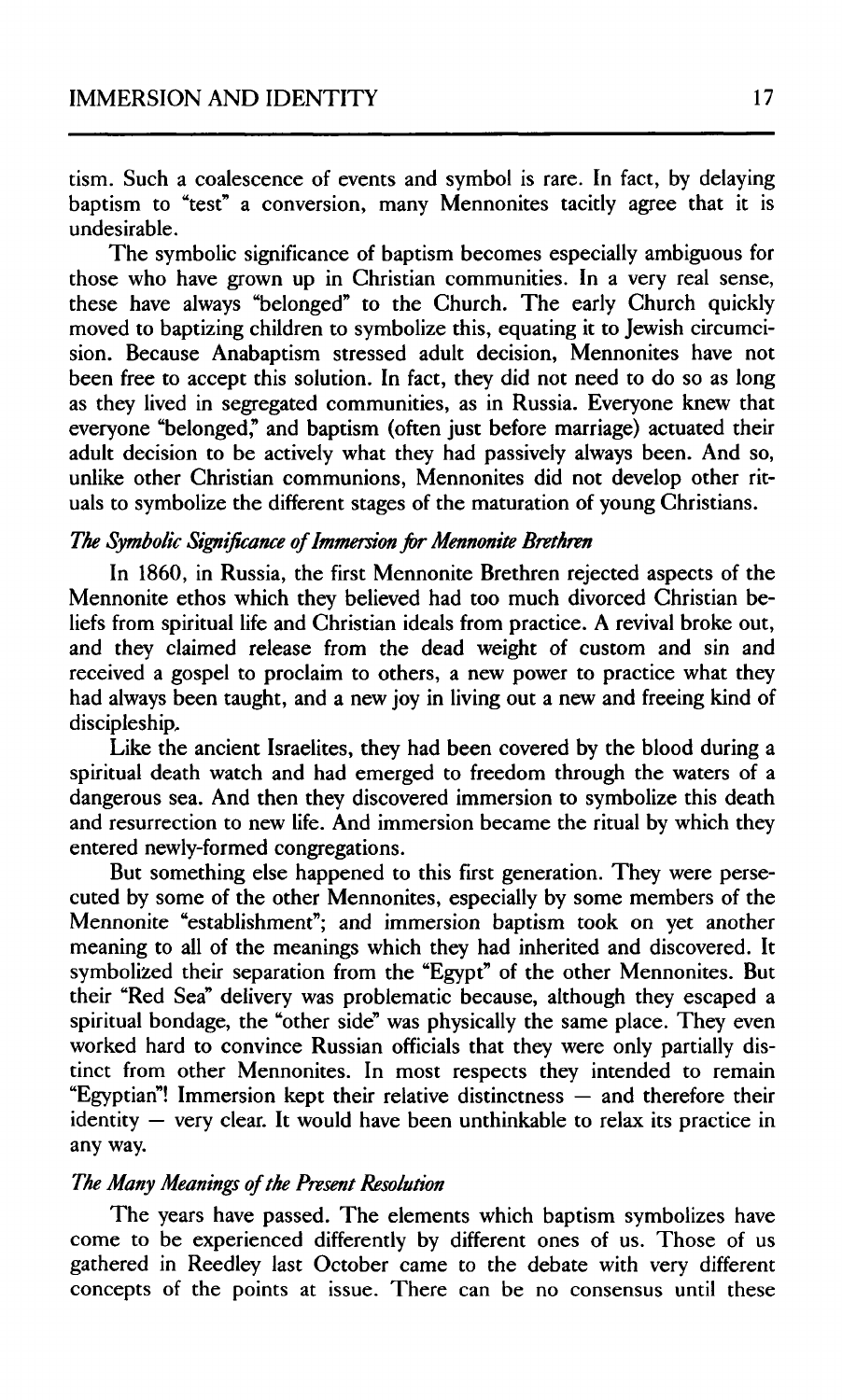tism. Such a coalescence of events and symbol is rare. In fact, by delaying baptism to "test" a conversion, many Mennonites tacitly agree that it is undesirable.

The symbolic significance of baptism becomes especially ambiguous for those who have grown up in Christian communities. In a very real sense, these have always "belonged" to the Church. The early Church quickly moved to baptizing children to symbolize this, equating it to Jewish circumcision. Because Anabaptism stressed adult decision, Mennonites have not been free to accept this solution. In fact, they did not need to do so as long as they lived in segregated communities, as in Russia. Everyone knew that everyone "belonged," and baptism (often just before marriage) actuated their adult decision to be actively what they had passively always been. And so, unlike other Christian communions, Mennonites did not develop other rituals to symbolize the different stages of the maturation of young Christians.

### *The Symbolic Significance of Immersion for Mennonite Brethren*

In 1860, in Russia, the first Mennonite Brethren rejected aspects of the Mennonite ethos which they believed had too much divorced Christian beliefs from spiritual life and Christian ideals from practice. A revival broke out, and they claimed release from the dead weight of custom and sin and received a gospel to proclaim to others, a new power to practice what they had always been taught, and a new joy in living out a new and freeing kind of discipleship.

Like the ancient Israelites, they had been covered by the blood during a spiritual death watch and had emerged to freedom through the waters of a dangerous sea. And then they discovered immersion to symbolize this death and resurrection to new life. And immersion became the ritual by which they entered newly-formed congregations.

But something else happened to this first generation. They were persecuted by some of the other Mennonites, especially by some members of the Mennonite "establishment"; and immersion baptism took on yet another meaning to all of the meanings which they had inherited and discovered. It symbolized their separation from the "Egypt" of the other Mennonites. But their "Red Sea" delivery was problematic because, although they escaped a spiritual bondage, the "other side" was physically the same place. They even worked hard to convince Russian officials that they were only partially distinct from other Mennonites. In most respects they intended to remain "Egyptian"! Immersion kept their relative distinctness — and therefore their identity — very clear. It would have been unthinkable to relax its practice in any way.

### *The Many Meanings of the Present Resolution*

The years have passed. The elements which baptism symbolizes have come to be experienced differently by different ones of us. Those of us gathered in Reedley last October came to the debate with very different concepts of the points at issue. There can be no consensus until these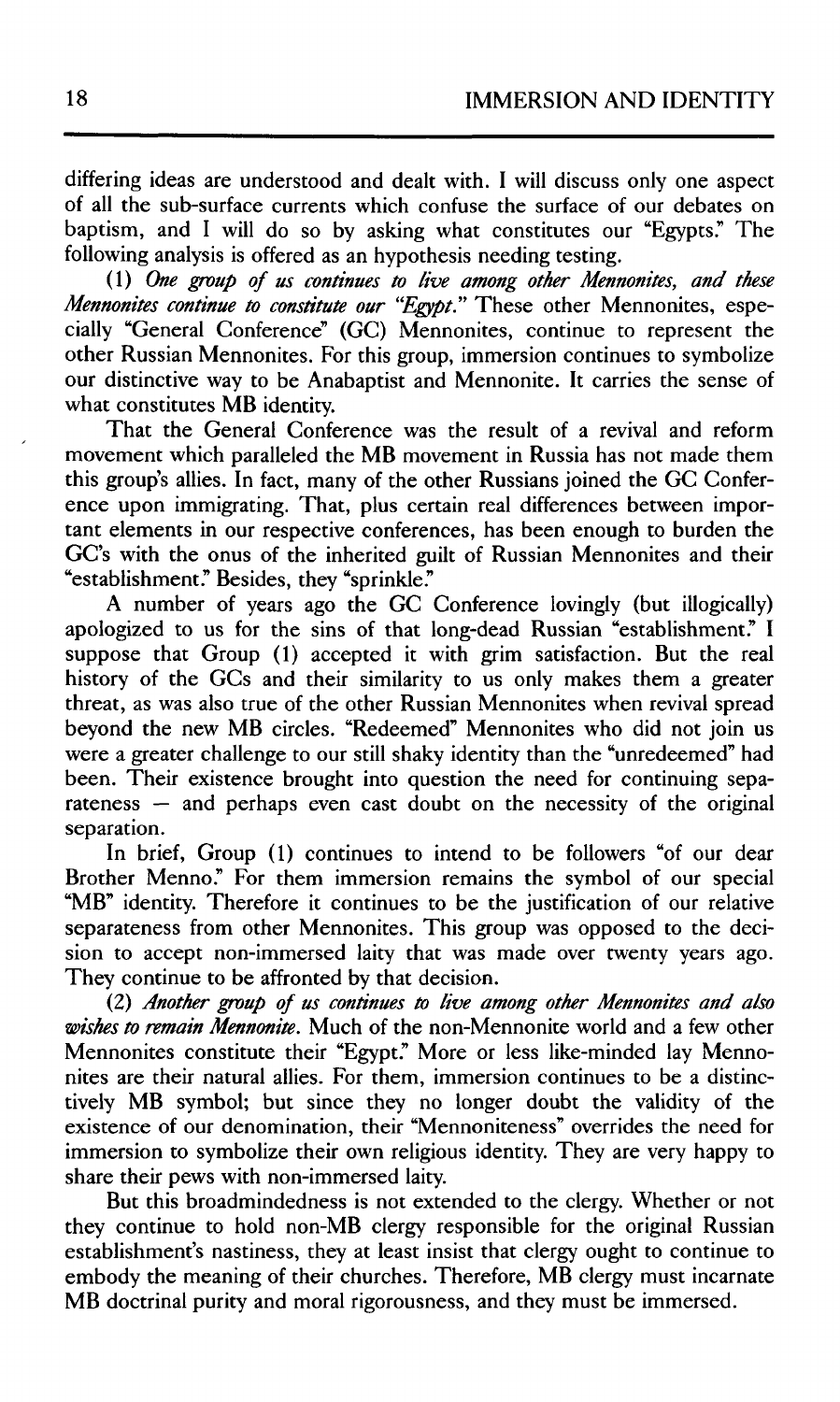differing ideas are understood and dealt with. I will discuss only one aspect of all the sub-surface currents which confuse the surface of our debates on baptism, and I will do so by asking what constitutes our "Egypts." The following analysis is offered as an hypothesis needing testing.

(1) *One group of us continues to live among other Mennonites, and these Mennonites continue to constitute our "Egypt."* These other Mennonites, especially "General Conference" (GC) Mennonites, continue to represent the other Russian Mennonites. For this group, immersion continues to symbolize our distinctive way to be Anabaptist and Mennonite. It carries the sense of what constitutes MB identity.

That the General Conference was the result of a revival and reform movement which paralleled the MB movement in Russia has not made them this group's allies. In fact, many of the other Russians joined the GC Conference upon immigrating. That, plus certain real differences between important elements in our respective conferences, has been enough to burden the GC's with the onus of the inherited guilt of Russian Mennonites and their "establishment." Besides, they "sprinkle."

A number of years ago the GC Conference lovingly (but illogically) apologized to us for the sins of that long-dead Russian "establishment." I suppose that Group (1) accepted it with grim satisfaction. But the real history of the GCs and their similarity to us only makes them a greater threat, as was also true of the other Russian Mennonites when revival spread beyond the new MB circles. "Redeemed" Mennonites who did not join us were a greater challenge to our still shaky identity than the "unredeemed" had been. Their existence brought into question the need for continuing separateness — and perhaps even cast doubt on the necessity of the original separation.

In brief, Group (1) continues to intend to be followers "of our dear Brother Menno." For them immersion remains the symbol of our special "MB" identity. Therefore it continues to be the justification of our relative separateness from other Mennonites. This group was opposed to the decision to accept non-immersed laity that was made over twenty years ago. They continue to be affronted by that decision.

(2) *Another group of us continues to live among other Mennonites and also wishes to remain Mennonite.* Much of the non-Mennonite world and a few other Mennonites constitute their "Egypt." More or less like-minded lay Mennonites are their natural allies. For them, immersion continues to be a distinctively MB symbol; but since they no longer doubt the validity of the existence of our denomination, their "Mennoniteness" overrides the need for immersion to symbolize their own religious identity. They are very happy to share their pews with non-immersed laity.

But this broadmindedness is not extended to the clergy. Whether or not they continue to hold non-MB clergy responsible for the original Russian establishment's nastiness, they at least insist that clergy ought to continue to embody the meaning of their churches. Therefore, MB clergy must incarnate MB doctrinal purity and moral rigorousness, and they must be immersed.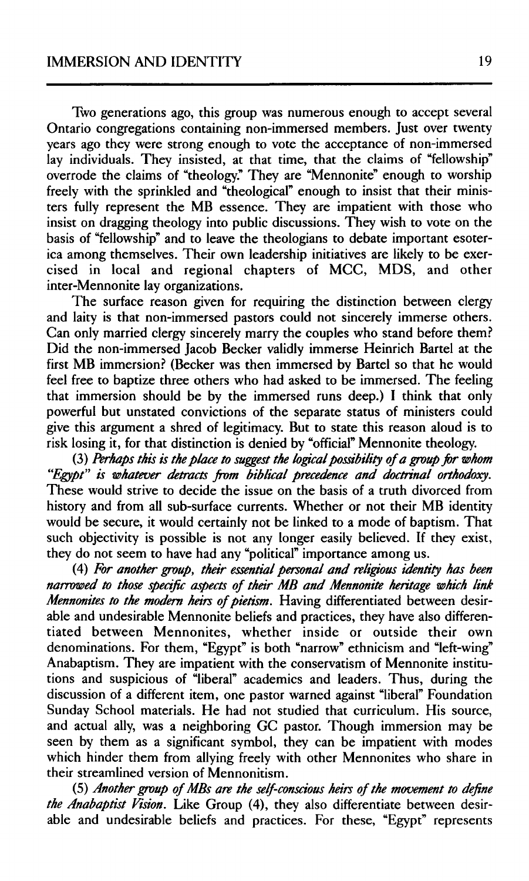Two generations ago, this group was numerous enough to accept several Ontario congregations containing non-immersed members. Just over twenty years ago they were strong enough to vote the acceptance of non-immersed lay individuals. They insisted, at that time, that the claims of "fellowship" overrode the claims of "theology." They are "Mennonite" enough to worship freely with the sprinkled and "theological" enough to insist that their ministers fully represent the MB essence. They are impatient with those who insist on dragging theology into public discussions. They wish to vote on the basis of "fellowship" and to leave the theologians to debate important esoterica among themselves. Their own leadership initiatives are likely to be exercised in local and regional chapters of MCC, MDS, and other inter-Mennonite lay organizations.

The surface reason given for requiring the distinction between clergy and laity is that non-immersed pastors could not sincerely immerse others. Can only married clergy sincerely marry the couples who stand before them? Did the non-immersed Jacob Becker validly immerse Heinrich Bartel at the first MB immersion? (Becker was then immersed by Bartel so that he would feel free to baptize three others who had asked to be immersed. The feeling that immersion should be by the immersed runs deep.) I think that only powerful but unstated convictions of the separate status of ministers could give this argument a shred of legitimacy. But to state this reason aloud is to risk losing it, for that distinction is denied by "official" Mennonite theology.

(3) *Perhaps this is the place to suggest the logical possibility of a group for whom "Egypt" is whatever detracts from biblical precedence and doctrinal orthodoxy.* These would strive to decide the issue on the basis of a truth divorced from history and from all sub-surface currents. Whether or not their MB identity would be secure, it would certainly not be linked to a mode of baptism. That such objectivity is possible is not any longer easily believed. If they exist, they do not seem to have had any "political" importance among us.

(4) *For another group, their essential personal and religious identity has been narrowed to those specific aspects of their MB and Mennonite heritage which link Mennonites to the modern heirs of pietism.* Having differentiated between desirable and undesirable Mennonite beliefs and practices, they have also differentiated between Mennonites, whether inside or outside their own denominations. For them, "Egypt" is both "narrow" ethnicism and "left-wing" Anabaptism. They are impatient with the conservatism of Mennonite institutions and suspicious of "liberal" academics and leaders. Thus, during the discussion of a different item, one pastor warned against "liberal" Foundation Sunday School materials. He had not studied that curriculum. His source, and actual ally, was a neighboring GC pastor. Though immersion may be seen by them as a significant symbol, they can be impatient with modes which hinder them from allying freely with other Mennonites who share in their streamlined version of Mennonitism.

(5) *Another group of MBs are the self-conscious heirs of the movement to define the Anabaptist Vision.* Like Group (4), they also differentiate between desirable and undesirable beliefs and practices. For these, "Egypt" represents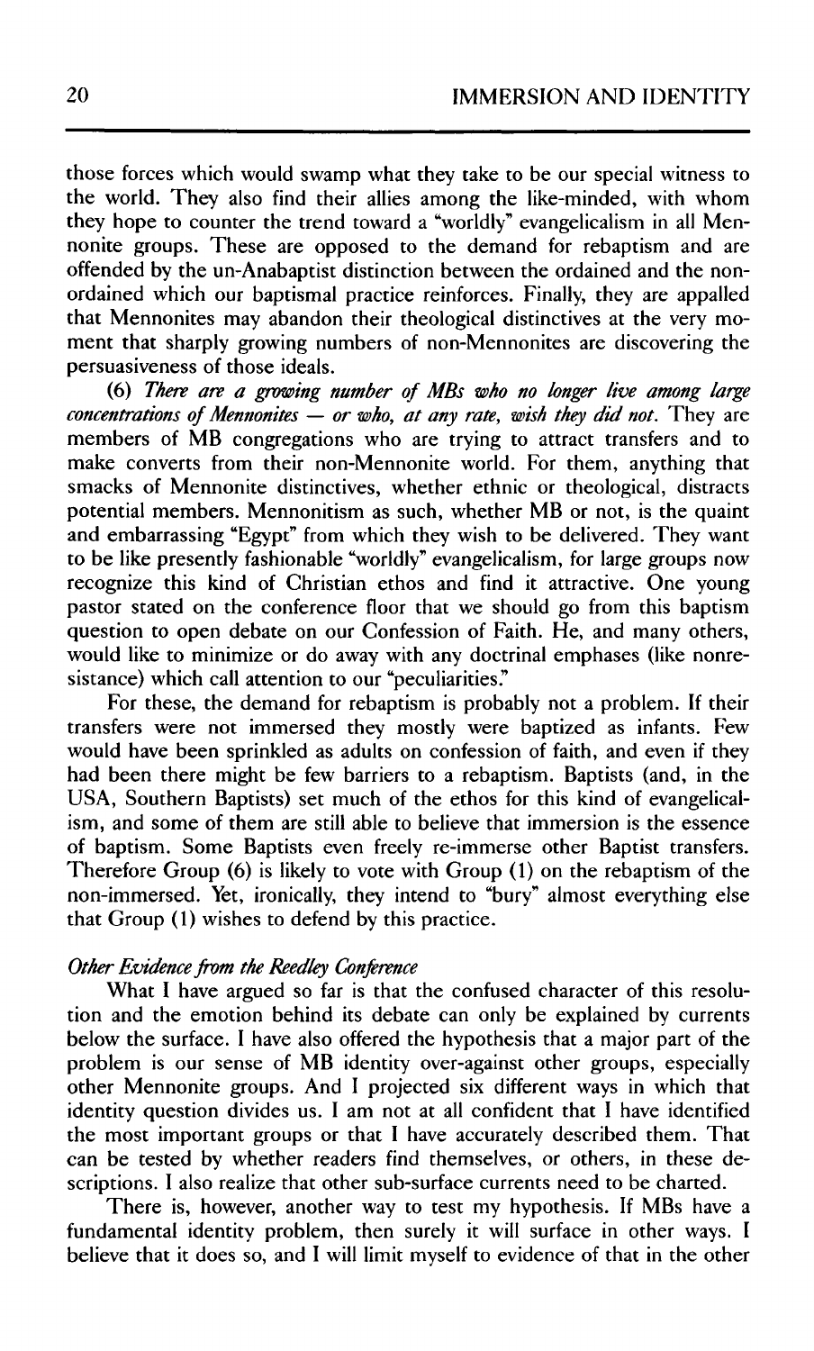those forces which would swamp what they take to be our special witness to the world. They also find their allies among the like-minded, with whom they hope to counter the trend toward a "worldly" evangelicalism in all Mennonite groups. These are opposed to the demand for rebaptism and are offended by the un-Anabaptist distinction between the ordained and the non-ordained which our baptismal practice reinforces. Finally, they are appalled that Mennonites may abandon their theological distinctives at the very moment that sharply growing numbers of non-Mennonites are discovering the persuasiveness of those ideals.

(6) *There are a growing number of MBs who no longer live among large concentrations of Mennonites — or who, at any rate, wish they did not.* They are members of MB congregations who are trying to attract transfers and to make converts from their non-Mennonite world. For them, anything that smacks of Mennonite distinctives, whether ethnic or theological, distracts potential members. Mennonitism as such, whether MB or not, is the quaint and embarrassing "Egypt" from which they wish to be delivered. They want to be like presently fashionable "worldly" evangelicalism, for large groups now recognize this kind of Christian ethos and find it attractive. One young pastor stated on the conference floor that we should go from this baptism question to open debate on our Confession of Faith. He, and many others, would like to minimize or do away with any doctrinal emphases (like nonresistance) which call attention to our "peculiarities."

For these, the demand for rebaptism is probably not a problem. If their transfers were not immersed they mostly were baptized as infants. Few would have been sprinkled as adults on confession of faith, and even if they had been there might be few barriers to a rebaptism. Baptists (and, in the USA, Southern Baptists) set much of the ethos for this kind of evangelicalism, and some of them are still able to believe that immersion is the essence of baptism. Some Baptists even freely re-immerse other Baptist transfers. Therefore Group (6) is likely to vote with Group (1) on the rebaptism of the non-immersed. Yet, ironically, they intend to "bury" almost everything else that Group (1) wishes to defend by this practice.

### *Other Evidence from the Reedley Conference*

What I have argued so far is that the confused character of this resolution and the emotion behind its debate can only be explained by currents below the surface. I have also offered the hypothesis that a major part of the problem is our sense of MB identity over-against other groups, especially other Mennonite groups. And I projected six different ways in which that identity question divides us. I am not at all confident that I have identified the most important groups or that I have accurately described them. That can be tested by whether readers find themselves, or others, in these descriptions. I also realize that other sub-surface currents need to be charted.

There is, however, another way to test my hypothesis. If MBs have a fundamental identity problem, then surely it will surface in other ways. I believe that it does so, and I will limit myself to evidence of that in the other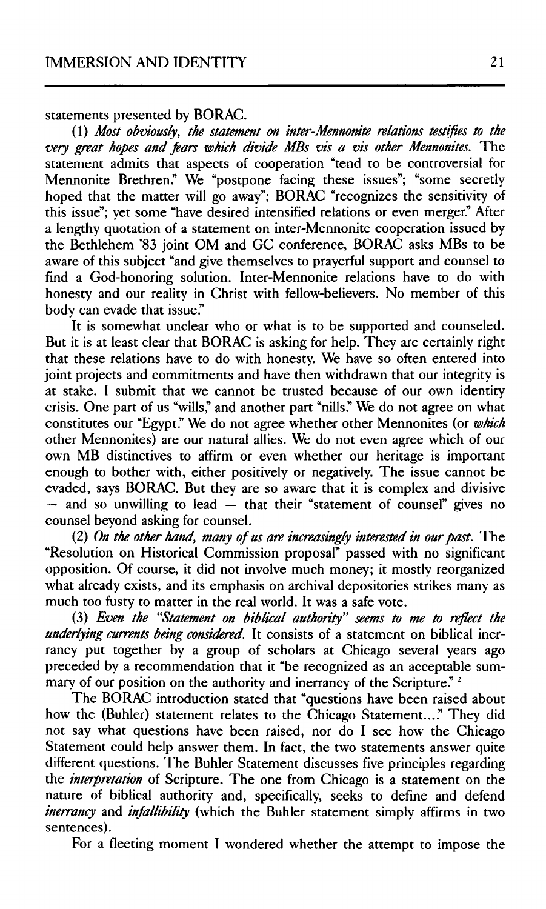statements presented by BORAC.

(1) *Most obviously, the statement on inter-Mennonite relations testifies to the very great hopes and fears which divide MBs vis a vis other Mennonites.* The statement admits that aspects of cooperation "tend to be controversial for Mennonite Brethren." We "postpone facing these issues"; "some secretly hoped that the matter will go away"; BORAC "recognizes the sensitivity of this issue"; yet some "have desired intensified relations or even merger." After a lengthy quotation of a statement on inter-Mennonite cooperation issued by the Bethlehem '83 joint OM and GC conference, BORAC asks MBs to be aware of this subject "and give themselves to prayerful support and counsel to find a God-honoring solution. Inter-Mennonite relations have to do with honesty and our reality in Christ with fellow-believers. No member of this body can evade that issue."

It is somewhat unclear who or what is to be supported and counseled. But it is at least clear that BORAC is asking for help. They are certainly right that these relations have to do with honesty. We have so often entered into joint projects and commitments and have then withdrawn that our integrity is at stake. I submit that we cannot be trusted because of our own identity crisis. One part of us "wills," and another part "nills." We do not agree on what constitutes our "Egypt." We do not agree whether other Mennonites (or *which* other Mennonites) are our natural allies. We do not even agree which of our own MB distinctives to affirm or even whether our heritage is important enough to bother with, either positively or negatively. The issue cannot be evaded, says BORAC. But they are so aware that it is complex and divisive — and so unwilling to lead — that their "statement of counsel" gives no counsel beyond asking for counsel.

(2) *On the other hand, many of us are increasingly interested in our past.* The "Resolution on Historical Commission proposal" passed with no significant opposition. Of course, it did not involve much money; it mostly reorganized what already exists, and its emphasis on archival depositories strikes many as much too fusty to matter in the real world. It was a safe vote.

(3) *Even the "Statement on biblical authority" seems to me to reflect the underlying currents being considered.* It consists of a statement on biblical inerrancy put together by a group of scholars at Chicago several years ago preceded by a recommendation that it "be recognized as an acceptable summary of our position on the authority and inerrancy of the Scripture." [2]

The BORAC introduction stated that "questions have been raised about how the (Buhler) statement relates to the Chicago Statement...." They did not say what questions have been raised, nor do I see how the Chicago Statement could help answer them. In fact, the two statements answer quite different questions. The Buhler Statement discusses five principles regarding the *interpretation* of Scripture. The one from Chicago is a statement on the nature of biblical authority and, specifically, seeks to define and defend *inerrancy* and *infallibility* (which the Buhler statement simply affirms in two sentences).

For a fleeting moment I wondered whether the attempt to impose the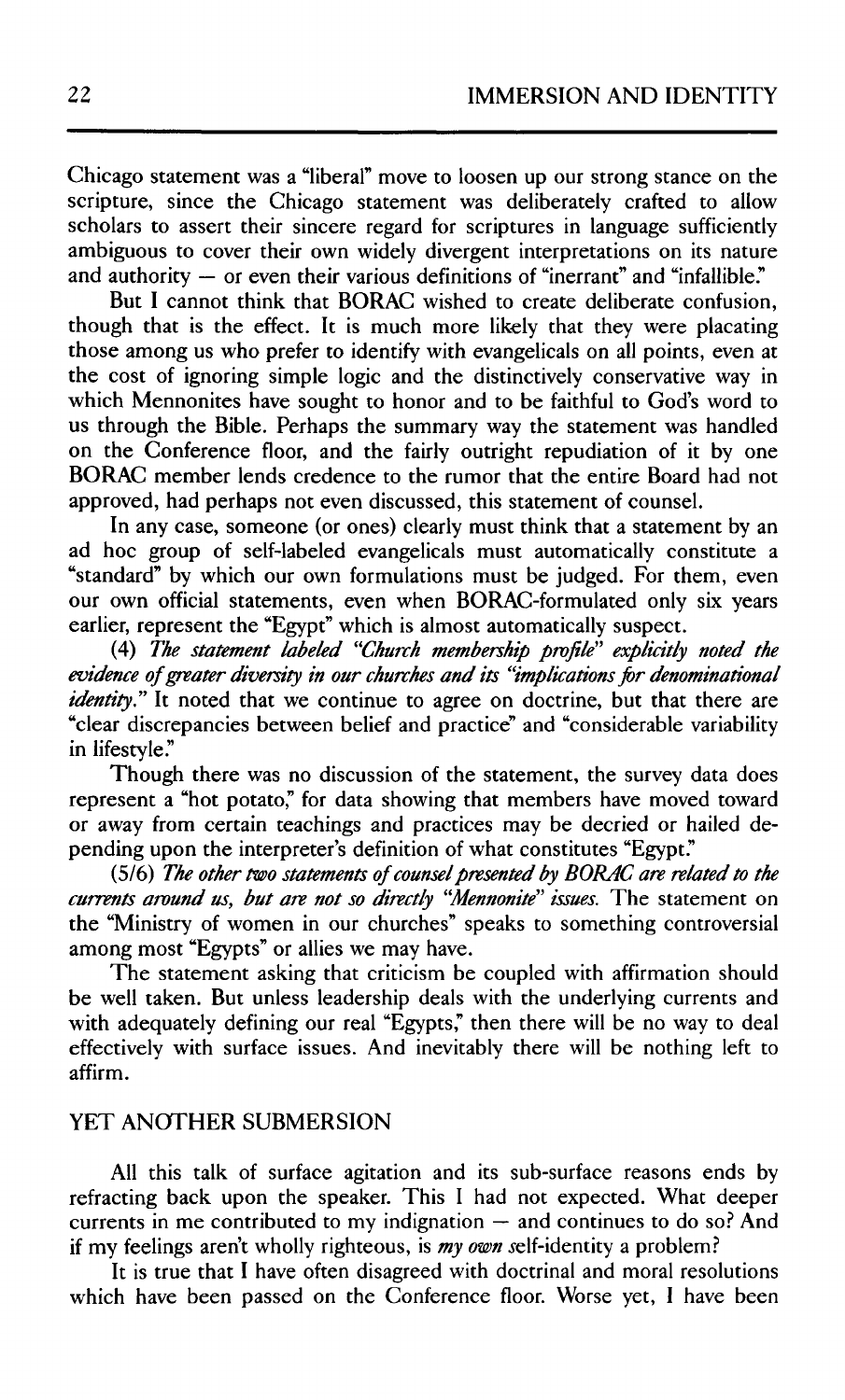Chicago statement was a "liberal" move to loosen up our strong stance on the scripture, since the Chicago statement was deliberately crafted to allow scholars to assert their sincere regard for scriptures in language sufficiently ambiguous to cover their own widely divergent interpretations on its nature and authority — or even their various definitions of "inerrant" and "infallible."

But I cannot think that BORAC wished to create deliberate confusion, though that is the effect. It is much more likely that they were placating those among us who prefer to identify with evangelicals on all points, even at the cost of ignoring simple logic and the distinctively conservative way in which Mennonites have sought to honor and to be faithful to God's word to us through the Bible. Perhaps the summary way the statement was handled on the Conference floor, and the fairly outright repudiation of it by one BORAC member lends credence to the rumor that the entire Board had not approved, had perhaps not even discussed, this statement of counsel.

In any case, someone (or ones) clearly must think that a statement by an ad hoc group of self-labeled evangelicals must automatically constitute a "standard" by which our own formulations must be judged. For them, even our own official statements, even when BORAC-formulated only six years earlier, represent the "Egypt" which is almost automatically suspect.

(4) *The statement labeled "Church membership profile" explicitly noted the evidence of greater diversity in our churches and its "implications for denominational identity."* It noted that we continue to agree on doctrine, but that there are "clear discrepancies between belief and practice" and "considerable variability in lifestyle."

Though there was no discussion of the statement, the survey data does represent a "hot potato," for data showing that members have moved toward or away from certain teachings and practices may be decried or hailed depending upon the interpreter's definition of what constitutes "Egypt."

(5/6) *The other two statements of counsel presented by BORAC are related to the currents around us, but are not so directly "Mennonite" issues.* The statement on the "Ministry of women in our churches" speaks to something controversial among most "Egypts" or allies we may have.

The statement asking that criticism be coupled with affirmation should be well taken. But unless leadership deals with the underlying currents and with adequately defining our real "Egypts," then there will be no way to deal effectively with surface issues. And inevitably there will be nothing left to affirm.

## YET ANOTHER SUBMERSION

All this talk of surface agitation and its sub-surface reasons ends by refracting back upon the speaker. This I had not expected. What deeper currents in me contributed to my indignation — and continues to do so? And if my feelings aren't wholly righteous, is ***my own*** self-identity a problem?

It is true that I have often disagreed with doctrinal and moral resolutions which have been passed on the Conference floor. Worse yet, I have been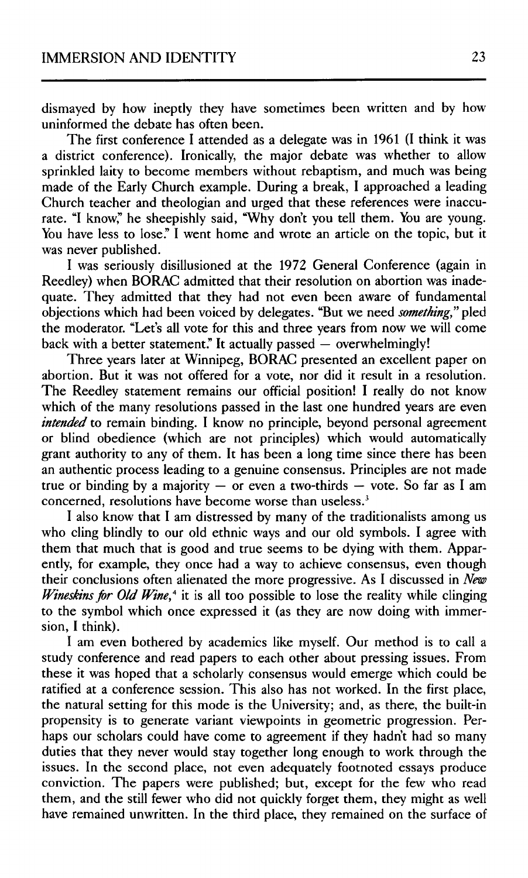dismayed by how ineptly they have sometimes been written and by how uninformed the debate has often been.

The first conference I attended as a delegate was in 1961 (I think it was a district conference). Ironically, the major debate was whether to allow sprinkled laity to become members without rebaptism, and much was being made of the Early Church example. During a break, I approached a leading Church teacher and theologian and urged that these references were inaccurate. "I know," he sheepishly said, "Why don't you tell them. You are young. You have less to lose." I went home and wrote an article on the topic, but it was never published.

I was seriously disillusioned at the 1972 General Conference (again in Reedley) when BORAC admitted that their resolution on abortion was inadequate. They admitted that they had not even been aware of fundamental objections which had been voiced by delegates. "But we need *something*," pled the moderator. "Let's all vote for this and three years from now we will come back with a better statement." It actually passed — overwhelmingly!

Three years later at Winnipeg, BORAC presented an excellent paper on abortion. But it was not offered for a vote, nor did it result in a resolution. The Reedley statement remains our official position! I really do not know which of the many resolutions passed in the last one hundred years are even *intended* to remain binding. I know no principle, beyond personal agreement or blind obedience (which are not principles) which would automatically grant authority to any of them. It has been a long time since there has been an authentic process leading to a genuine consensus. Principles are not made true or binding by a majority — or even a two-thirds — vote. So far as I am concerned, resolutions have become worse than useless.[3]

I also know that I am distressed by many of the traditionalists among us who cling blindly to our old ethnic ways and our old symbols. I agree with them that much that is good and true seems to be dying with them. Apparently, for example, they once had a way to achieve consensus, even though their conclusions often alienated the more progressive. As I discussed in *New Wineskins for Old Wine*,[4] it is all too possible to lose the reality while clinging to the symbol which once expressed it (as they are now doing with immersion, I think).

I am even bothered by academics like myself. Our method is to call a study conference and read papers to each other about pressing issues. From these it was hoped that a scholarly consensus would emerge which could be ratified at a conference session. This also has not worked. In the first place, the natural setting for this mode is the University; and, as there, the built-in propensity is to generate variant viewpoints in geometric progression. Perhaps our scholars could have come to agreement if they hadn't had so many duties that they never would stay together long enough to work through the issues. In the second place, not even adequately footnoted essays produce conviction. The papers were published; but, except for the few who read them, and the still fewer who did not quickly forget them, they might as well have remained unwritten. In the third place, they remained on the surface of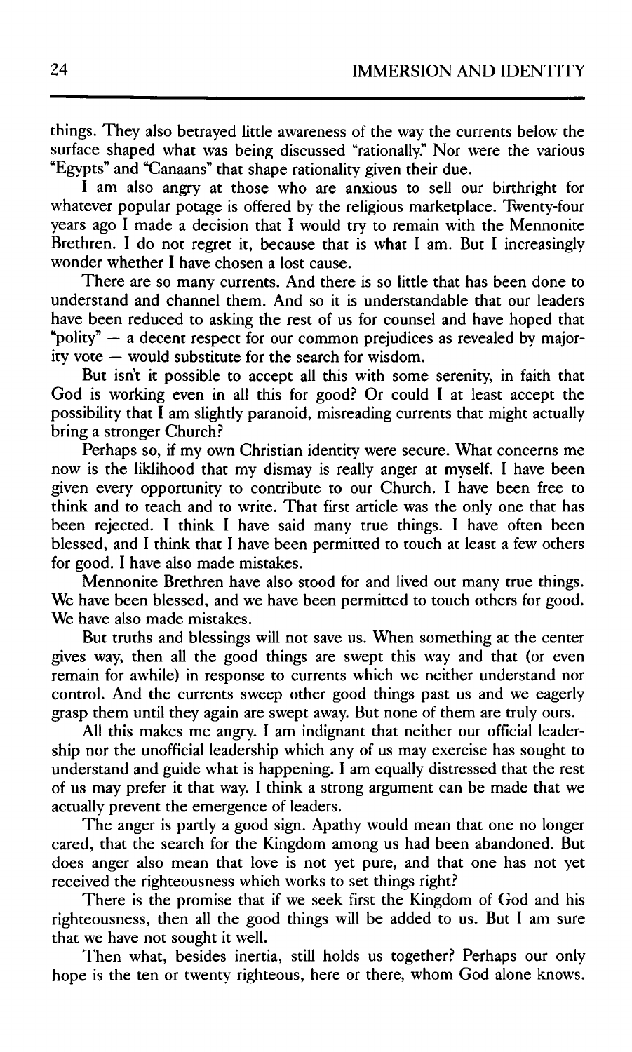things. They also betrayed little awareness of the way the currents below the surface shaped what was being discussed "rationally." Nor were the various "Egypts" and "Canaans" that shape rationality given their due.

I am also angry at those who are anxious to sell our birthright for whatever popular potage is offered by the religious marketplace. Twenty-four years ago I made a decision that I would try to remain with the Mennonite Brethren. I do not regret it, because that is what I am. But I increasingly wonder whether I have chosen a lost cause.

There are so many currents. And there is so little that has been done to understand and channel them. And so it is understandable that our leaders have been reduced to asking the rest of us for counsel and have hoped that "polity" — a decent respect for our common prejudices as revealed by majority vote — would substitute for the search for wisdom.

But isn't it possible to accept all this with some serenity, in faith that God is working even in all this for good? Or could I at least accept the possibility that I am slightly paranoid, misreading currents that might actually bring a stronger Church?

Perhaps so, if my own Christian identity were secure. What concerns me now is the liklihood that my dismay is really anger at myself. I have been given every opportunity to contribute to our Church. I have been free to think and to teach and to write. That first article was the only one that has been rejected. I think I have said many true things. I have often been blessed, and I think that I have been permitted to touch at least a few others for good. I have also made mistakes.

Mennonite Brethren have also stood for and lived out many true things. We have been blessed, and we have been permitted to touch others for good. We have also made mistakes.

But truths and blessings will not save us. When something at the center gives way, then all the good things are swept this way and that (or even remain for awhile) in response to currents which we neither understand nor control. And the currents sweep other good things past us and we eagerly grasp them until they again are swept away. But none of them are truly ours.

All this makes me angry. I am indignant that neither our official leadership nor the unofficial leadership which any of us may exercise has sought to understand and guide what is happening. I am equally distressed that the rest of us may prefer it that way. I think a strong argument can be made that we actually prevent the emergence of leaders.

The anger is partly a good sign. Apathy would mean that one no longer cared, that the search for the Kingdom among us had been abandoned. But does anger also mean that love is not yet pure, and that one has not yet received the righteousness which works to set things right?

There is the promise that if we seek first the Kingdom of God and his righteousness, then all the good things will be added to us. But I am sure that we have not sought it well.

Then what, besides inertia, still holds us together? Perhaps our only hope is the ten or twenty righteous, here or there, whom God alone knows.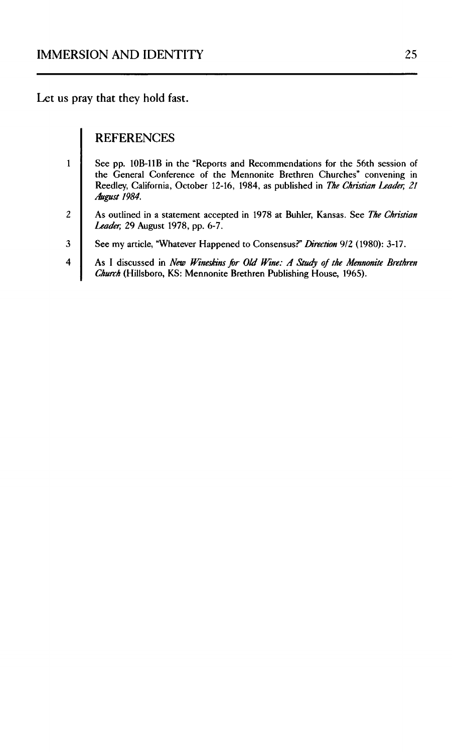Let us pray that they hold fast.

## REFERENCES

1. See pp. 10B-11B in the "Reports and Recommendations for the 56th session of the General Conference of the Mennonite Brethren Churches" convening in Reedley, California, October 12-16, 1984, as published in *The Christian Leader, 21 August 1984.*
2. As outlined in a statement accepted in 1978 at Buhler, Kansas. See *The Christian Leader,* 29 August 1978, pp. 6-7.
3. See my article, "Whatever Happened to Consensus?" *Direction* 9/2 (1980): 3-17.
4. As I discussed in *New Wineskins for Old Wine: A Study of the Mennonite Brethren Church* (Hillsboro, KS: Mennonite Brethren Publishing House, 1965).